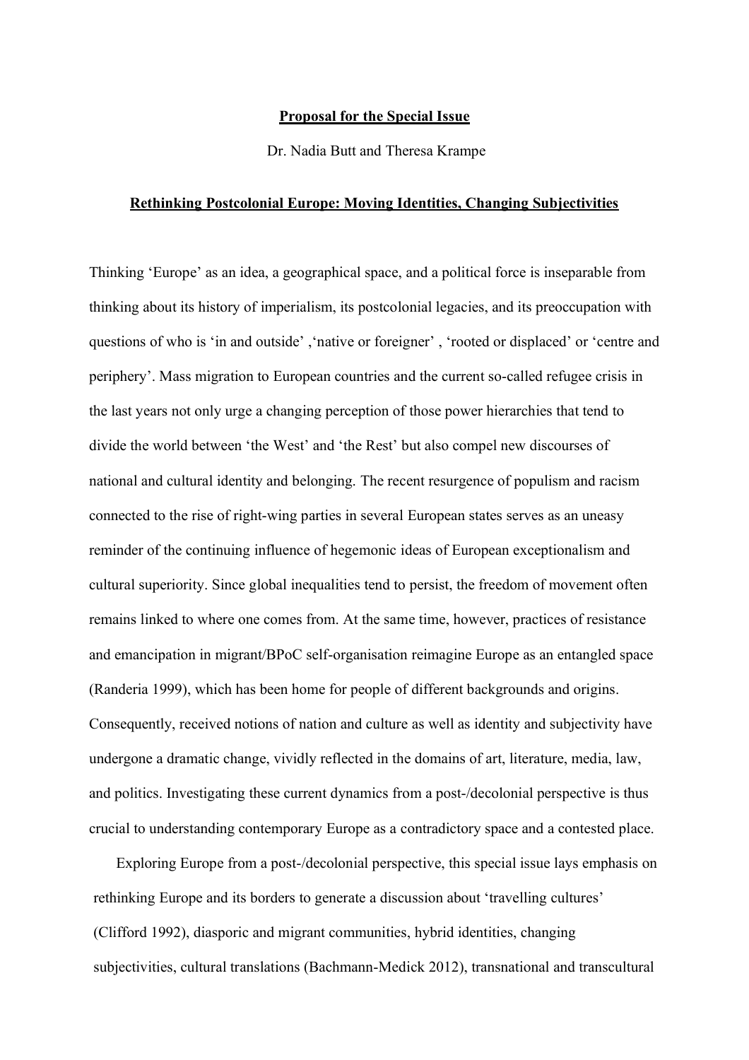**Proposal for the Special Issue**

Dr. Nadia Butt and Theresa Krampe

**Rethinking Postcolonial Europe: Moving Identities, Changing Subjectivities**

Thinking 'Europe' as an idea, a geographical space, and a political force is inseparable from thinking about its history of imperialism, its postcolonial legacies, and its preoccupation with questions of who is 'in and outside' ,'native or foreigner' , 'rooted or displaced' or 'centre and periphery'. Mass migration to European countries and the current so-called refugee crisis in the last years not only urge a changing perception of those power hierarchies that tend to divide the world between 'the West' and 'the Rest' but also compel new discourses of national and cultural identity and belonging. The recent resurgence of populism and racism connected to the rise of right-wing parties in several European states serves as an uneasy reminder of the continuing influence of hegemonic ideas of European exceptionalism and cultural superiority. Since global inequalities tend to persist, the freedom of movement often remains linked to where one comes from. At the same time, however, practices of resistance and emancipation in migrant/BPoC self-organisation reimagine Europe as an entangled space (Randeria 1999), which has been home for people of different backgrounds and origins. Consequently, received notions of nation and culture as well as identity and subjectivity have undergone a dramatic change, vividly reflected in the domains of art, literature, media, law, and politics. Investigating these current dynamics from a post-/decolonial perspective is thus crucial to understanding contemporary Europe as a contradictory space and a contested place.

Exploring Europe from a post-/decolonial perspective, this special issue lays emphasis on rethinking Europe and its borders to generate a discussion about 'travelling cultures' (Clifford 1992), diasporic and migrant communities, hybrid identities, changing subjectivities, cultural translations (Bachmann-Medick 2012), transnational and transcultural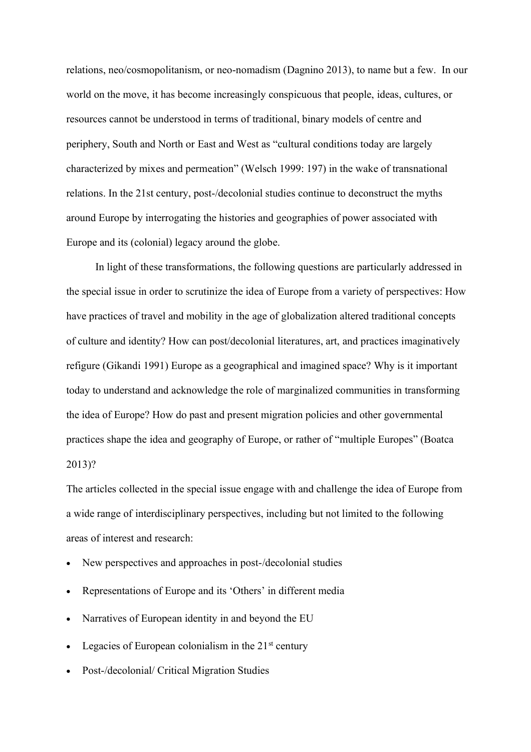relations, neo/cosmopolitanism, or neo-nomadism (Dagnino 2013), to name but a few. In our world on the move, it has become increasingly conspicuous that people, ideas, cultures, or resources cannot be understood in terms of traditional, binary models of centre and periphery, South and North or East and West as "cultural conditions today are largely characterized by mixes and permeation" (Welsch 1999: 197) in the wake of transnational relations. In the 21st century, post-/decolonial studies continue to deconstruct the myths around Europe by interrogating the histories and geographies of power associated with Europe and its (colonial) legacy around the globe.

In light of these transformations, the following questions are particularly addressed in the special issue in order to scrutinize the idea of Europe from a variety of perspectives: How have practices of travel and mobility in the age of globalization altered traditional concepts of culture and identity? How can post/decolonial literatures, art, and practices imaginatively refigure (Gikandi 1991) Europe as a geographical and imagined space? Why is it important today to understand and acknowledge the role of marginalized communities in transforming the idea of Europe? How do past and present migration policies and other governmental practices shape the idea and geography of Europe, or rather of "multiple Europes" (Boatca 2013)?

The articles collected in the special issue engage with and challenge the idea of Europe from a wide range of interdisciplinary perspectives, including but not limited to the following areas of interest and research:

- New perspectives and approaches in post-/decolonial studies
- Representations of Europe and its 'Others' in different media
- Narratives of European identity in and beyond the EU
- Legacies of European colonialism in the 21st century
- Post-/decolonial/ Critical Migration Studies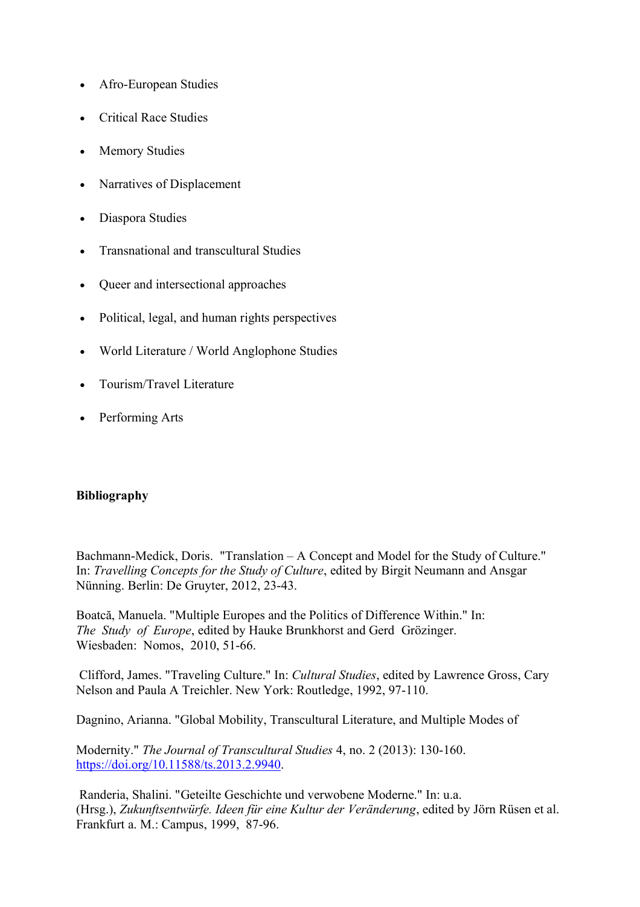- Afro-European Studies
- Critical Race Studies
- Memory Studies
- Narratives of Displacement
- Diaspora Studies
- Transnational and transcultural Studies
- Queer and intersectional approaches
- Political, legal, and human rights perspectives
- World Literature / World Anglophone Studies
- Tourism/Travel Literature
- Performing Arts

**Bibliography**

Bachmann-Medick, Doris. "Translation – A Concept and Model for the Study of Culture." In: *Travelling Concepts for the Study of Culture*, edited by Birgit Neumann and Ansgar Nünning. Berlin: De Gruyter, 2012, 23-43.

Boatcă, Manuela. "Multiple Europes and the Politics of Difference Within." In: *The Study of Europe*, edited by Hauke Brunkhorst and Gerd Grözinger. Wiesbaden: Nomos, 2010, 51-66.

Clifford, James. "Traveling Culture." In: *Cultural Studies*, edited by Lawrence Gross, Cary Nelson and Paula A Treichler. New York: Routledge, 1992, 97-110.

Dagnino, Arianna. "Global Mobility, Transcultural Literature, and Multiple Modes of Modernity." *The Journal of Transcultural Studies* 4, no. 2 (2013): 130-160. https://doi.org/10.11588/ts.2013.2.9940.

Randeria, Shalini. "Geteilte Geschichte und verwobene Moderne." In: u.a. (Hrsg.), *Zukunftsentwürfe. Ideen für eine Kultur der Veränderung*, edited by Jörn Rüsen et al. Frankfurt a. M.: Campus, 1999, 87-96.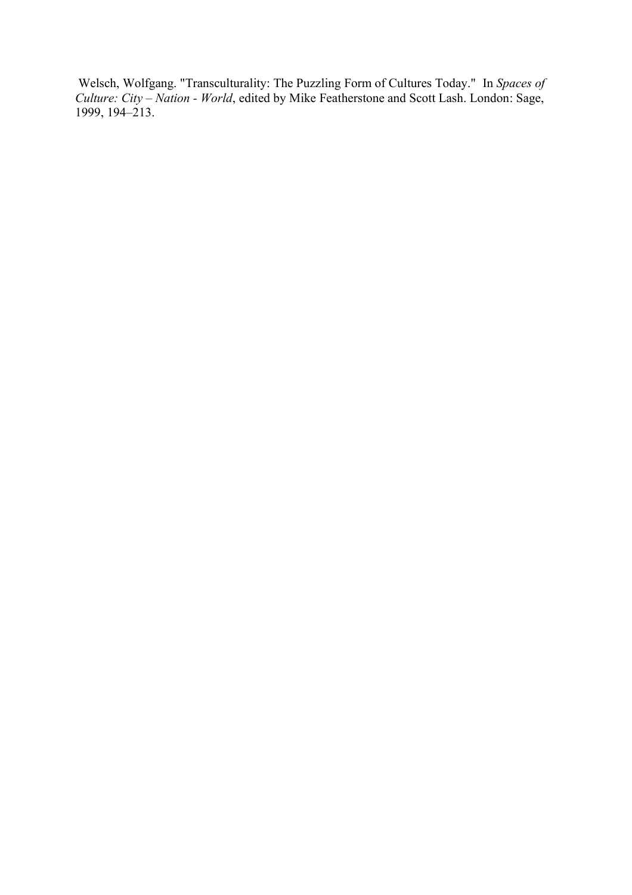Welsch, Wolfgang. "Transculturality: The Puzzling Form of Cultures Today." In *Spaces of Culture: City – Nation - World*, edited by Mike Featherstone and Scott Lash. London: Sage, 1999, 194–213.